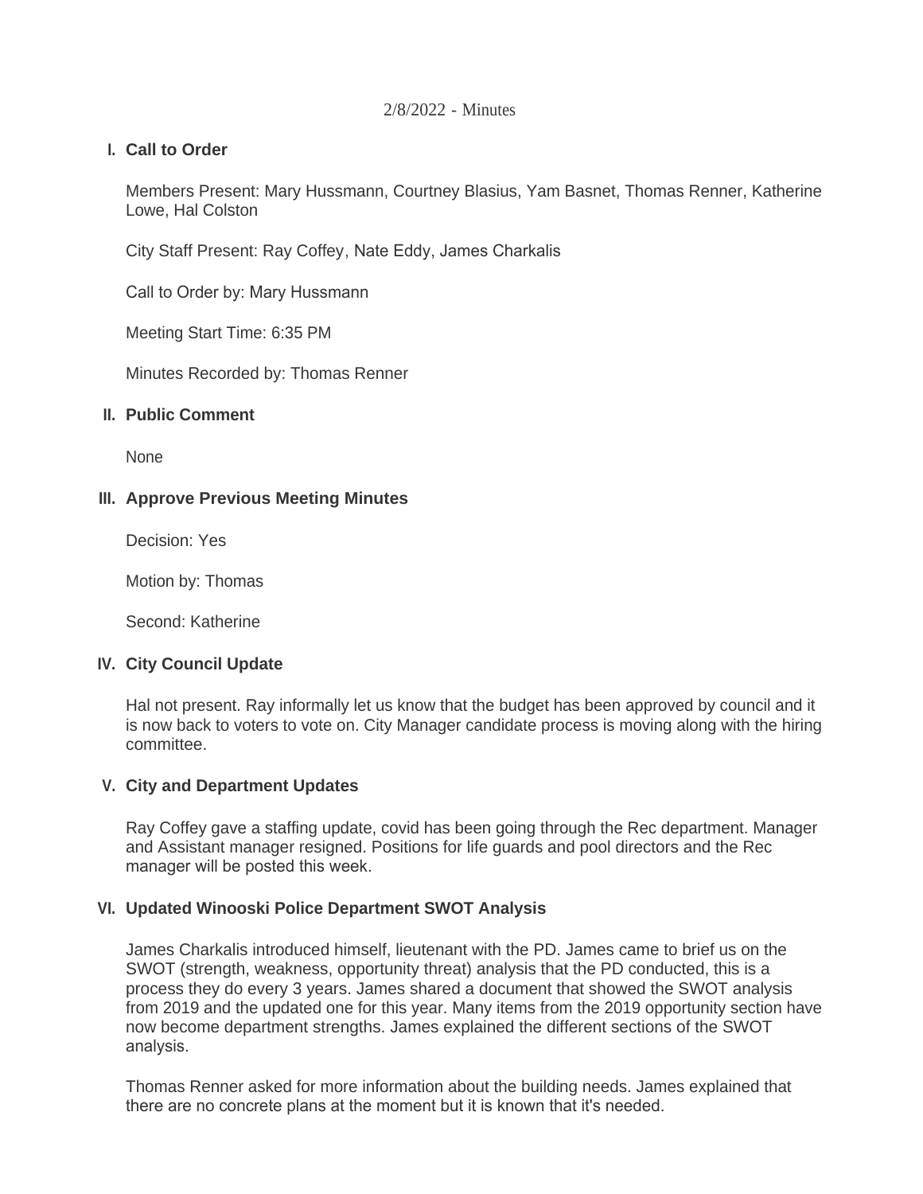2/8/2022 - Minutes

## I. Call to Order

Members Present: Mary Hussmann, Courtney Blasius, Yam Basnet, Thomas Renner, Katherine Lowe, Hal Colston

City Staff Present: Ray Coffey, Nate Eddy, James Charkalis

Call to Order by: Mary Hussmann

Meeting Start Time: 6:35 PM

Minutes Recorded by: Thomas Renner

## II. Public Comment

None

## III. Approve Previous Meeting Minutes

Decision: Yes

Motion by: Thomas

Second: Katherine

## IV. City Council Update

Hal not present. Ray informally let us know that the budget has been approved by council and it is now back to voters to vote on. City Manager candidate process is moving along with the hiring committee.

## V. City and Department Updates

Ray Coffey gave a staffing update, covid has been going through the Rec department. Manager and Assistant manager resigned. Positions for life guards and pool directors and the Rec manager will be posted this week.

## VI. Updated Winooski Police Department SWOT Analysis

James Charkalis introduced himself, lieutenant with the PD. James came to brief us on the SWOT (strength, weakness, opportunity threat) analysis that the PD conducted, this is a process they do every 3 years. James shared a document that showed the SWOT analysis from 2019 and the updated one for this year. Many items from the 2019 opportunity section have now become department strengths. James explained the different sections of the SWOT analysis.

Thomas Renner asked for more information about the building needs. James explained that there are no concrete plans at the moment but it is known that it's needed.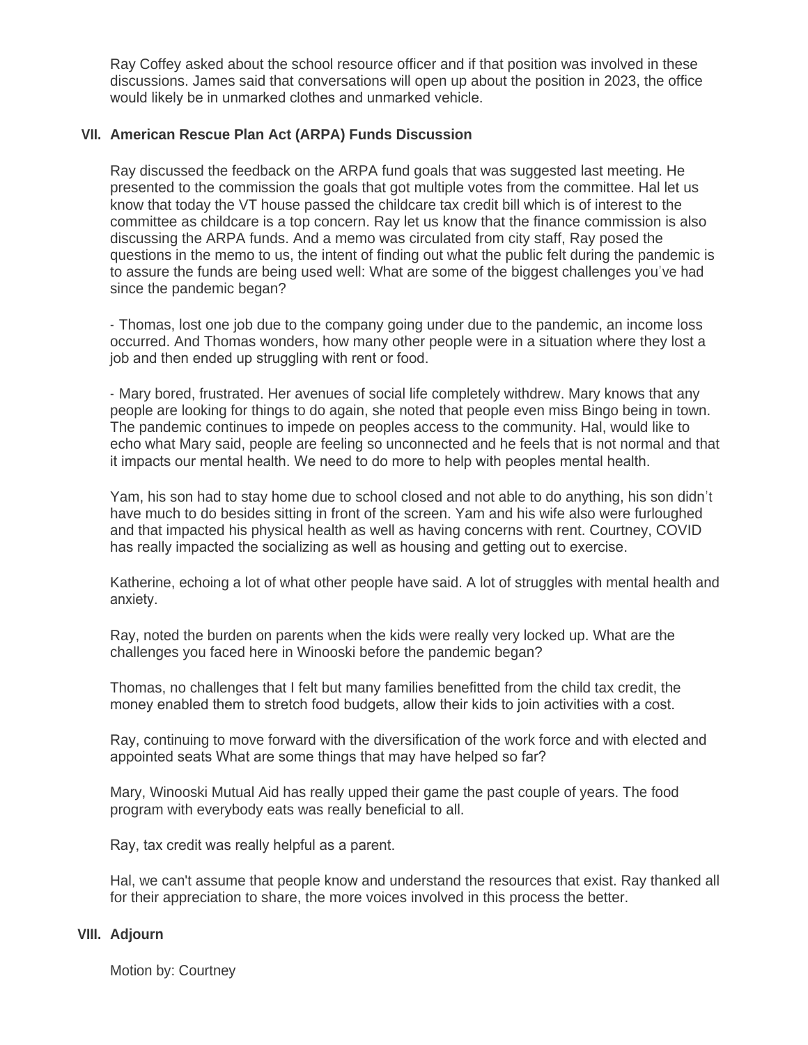Ray Coffey asked about the school resource officer and if that position was involved in these discussions. James said that conversations will open up about the position in 2023, the office would likely be in unmarked clothes and unmarked vehicle.

## VII. American Rescue Plan Act (ARPA) Funds Discussion

Ray discussed the feedback on the ARPA fund goals that was suggested last meeting. He presented to the commission the goals that got multiple votes from the committee. Hal let us know that today the VT house passed the childcare tax credit bill which is of interest to the committee as childcare is a top concern. Ray let us know that the finance commission is also discussing the ARPA funds. And a memo was circulated from city staff, Ray posed the questions in the memo to us, the intent of finding out what the public felt during the pandemic is to assure the funds are being used well: What are some of the biggest challenges you've had since the pandemic began?

- Thomas, lost one job due to the company going under due to the pandemic, an income loss occurred. And Thomas wonders, how many other people were in a situation where they lost a job and then ended up struggling with rent or food.

- Mary bored, frustrated. Her avenues of social life completely withdrew. Mary knows that any people are looking for things to do again, she noted that people even miss Bingo being in town. The pandemic continues to impede on peoples access to the community. Hal, would like to echo what Mary said, people are feeling so unconnected and he feels that is not normal and that it impacts our mental health. We need to do more to help with peoples mental health.

Yam, his son had to stay home due to school closed and not able to do anything, his son didn't have much to do besides sitting in front of the screen. Yam and his wife also were furloughed and that impacted his physical health as well as having concerns with rent. Courtney, COVID has really impacted the socializing as well as housing and getting out to exercise.

Katherine, echoing a lot of what other people have said. A lot of struggles with mental health and anxiety.

Ray, noted the burden on parents when the kids were really very locked up. What are the challenges you faced here in Winooski before the pandemic began?

Thomas, no challenges that I felt but many families benefitted from the child tax credit, the money enabled them to stretch food budgets, allow their kids to join activities with a cost.

Ray, continuing to move forward with the diversification of the work force and with elected and appointed seats What are some things that may have helped so far?

Mary, Winooski Mutual Aid has really upped their game the past couple of years. The food program with everybody eats was really beneficial to all.

Ray, tax credit was really helpful as a parent.

Hal, we can't assume that people know and understand the resources that exist. Ray thanked all for their appreciation to share, the more voices involved in this process the better.

## VIII. Adjourn

Motion by: Courtney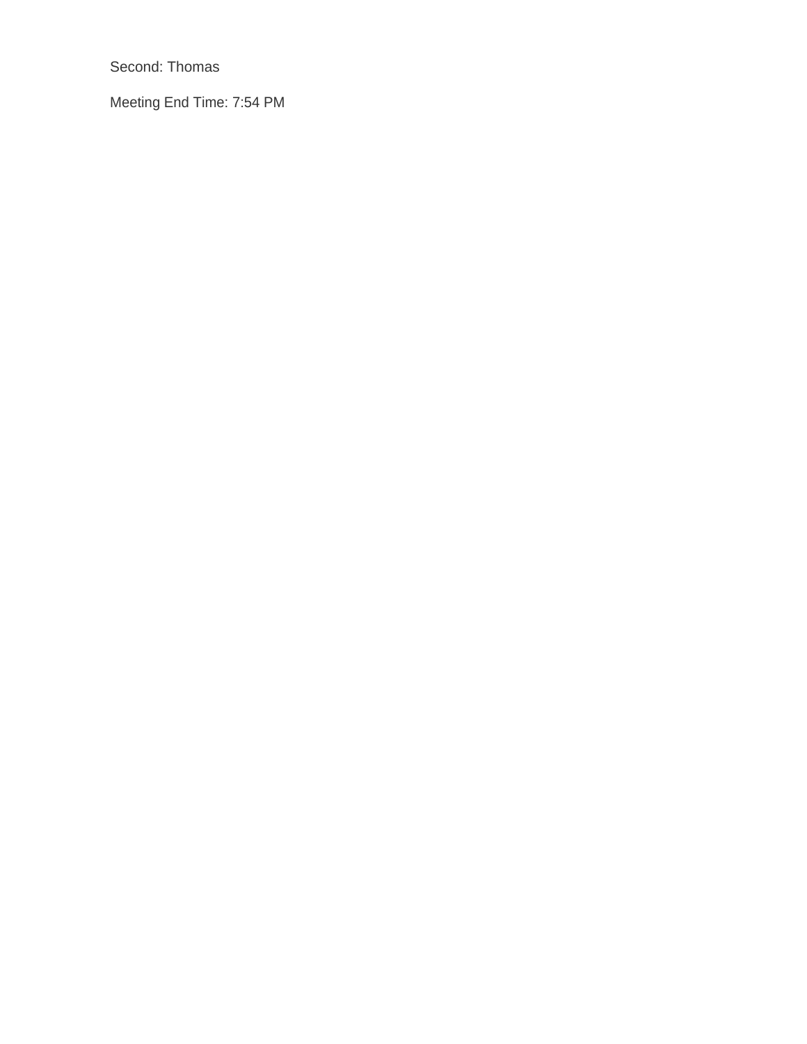Second: Thomas

Meeting End Time: 7:54 PM